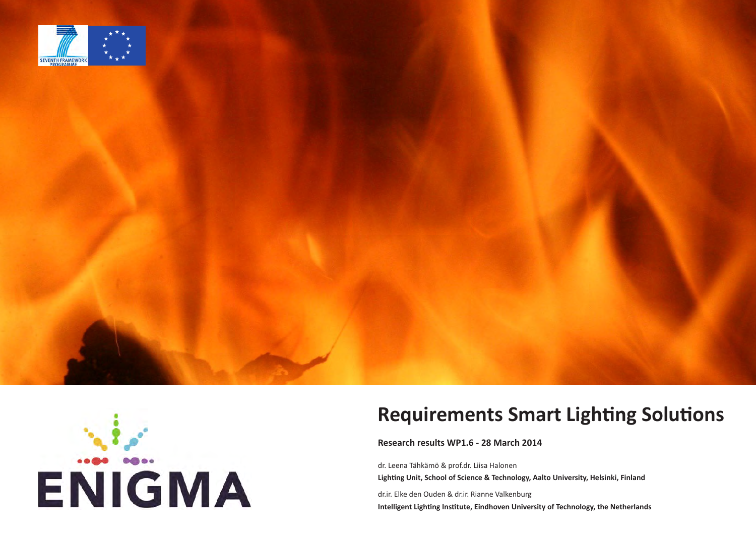# Requirements Smart Lighting Solutions

**Research results WP1.6 - 28 March 2014**

dr. Leena Tähkämö & prof.dr. Liisa Halonen

**Lighting Unit, School of Science & Technology, Aalto University, Helsinki, Finland**

dr.ir. Elke den Ouden & dr.ir. Rianne Valkenburg

**Intelligent Lighting Institute, Eindhoven University of Technology, the Netherlands**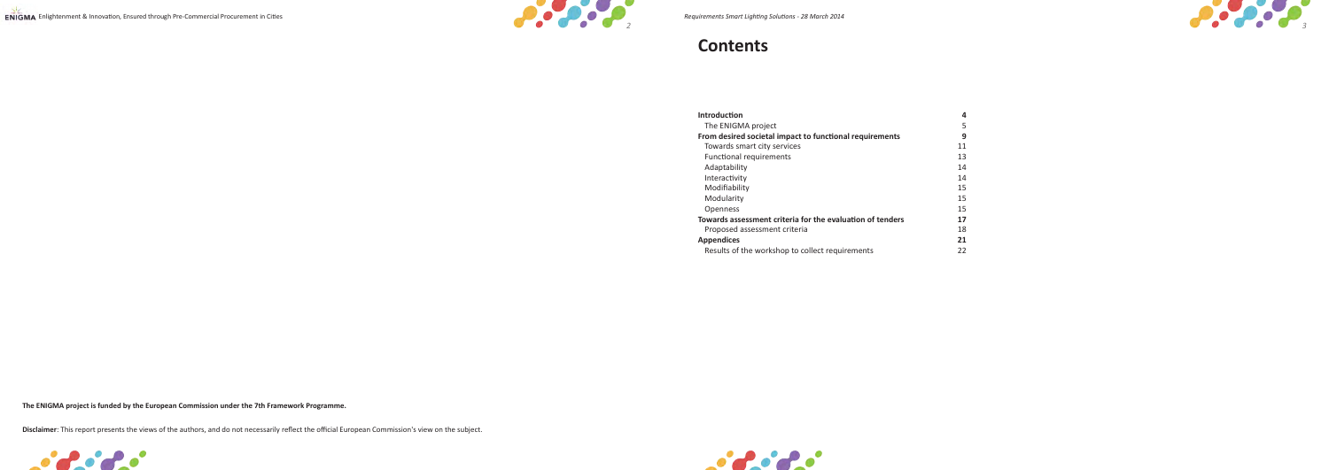**The ENIGMA project is funded by the European Commission under the 7th Framework Programme.**

**Disclaimer**: This report presents the views of the authors, and do not necessarily reflect the official European Commission's view on the subject.

# Contents

| | |
|---|---|
| **Introduction** | **4** |
| The ENIGMA project | 5 |
| **From desired societal impact to functional requirements** | **9** |
| Towards smart city services | 11 |
| Functional requirements | 13 |
| Adaptability | 14 |
| Interactivity | 14 |
| Modifiability | 15 |
| Modularity | 15 |
| Openness | 15 |
| **Towards assessment criteria for the evaluation of tenders** | **17** |
| Proposed assessment criteria | 18 |
| **Appendices** | **21** |
| Results of the workshop to collect requirements | 22 |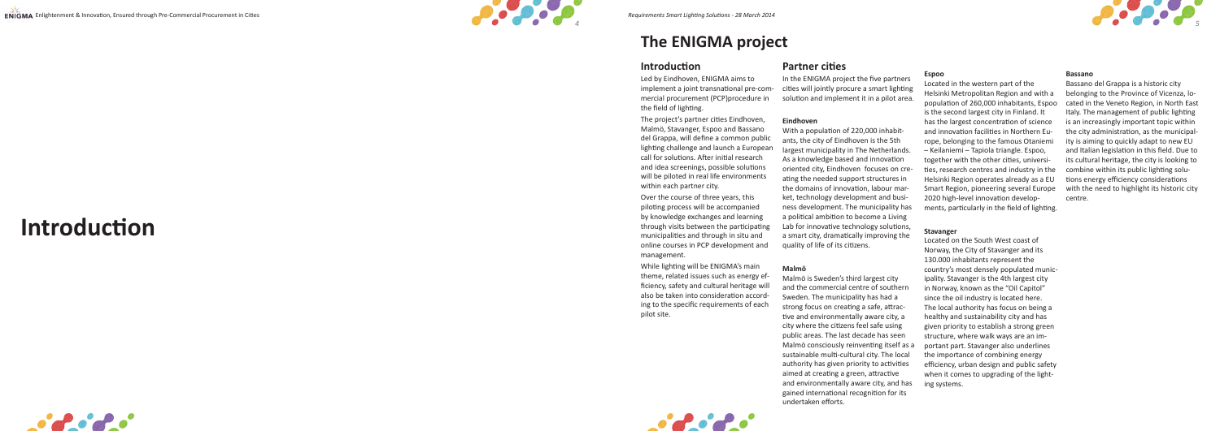# Introduction

# The ENIGMA project

## Introduction

Led by Eindhoven, ENIGMA aims to implement a joint transnational pre-commercial procurement (PCP)procedure in the field of lighting.

The project's partner cities Eindhoven, Malmö, Stavanger, Espoo and Bassano del Grappa, will define a common public lighting challenge and launch a European call for solutions. After initial research and idea screenings, possible solutions will be piloted in real life environments within each partner city.

Over the course of three years, this piloting process will be accompanied by knowledge exchanges and learning through visits between the participating municipalities and through in situ and online courses in PCP development and management.

While lighting will be ENIGMA's main theme, related issues such as energy efficiency, safety and cultural heritage will also be taken into consideration according to the specific requirements of each pilot site.

## Partner cities

In the ENIGMA project the five partners cities will jointly procure a smart lighting solution and implement it in a pilot area.

### Eindhoven

With a population of 220,000 inhabitants, the city of Eindhoven is the 5th largest municipality in The Netherlands. As a knowledge based and innovation oriented city, Eindhoven focuses on creating the needed support structures in the domains of innovation, labour market, technology development and business development. The municipality has a political ambition to become a Living Lab for innovative technology solutions, a smart city, dramatically improving the quality of life of its citizens.

### Malmö

Malmö is Sweden's third largest city and the commercial centre of southern Sweden. The municipality has had a strong focus on creating a safe, attractive and environmentally aware city, a city where the citizens feel safe using public areas. The last decade has seen Malmö consciously reinventing itself as a sustainable multi-cultural city. The local authority has given priority to activities aimed at creating a green, attractive and environmentally aware city, and has gained international recognition for its undertaken efforts.

### Espoo

Located in the western part of the Helsinki Metropolitan Region and with a population of 260,000 inhabitants, Espoo is the second largest city in Finland. It has the largest concentration of science and innovation facilities in Northern Europe, belonging to the famous Otaniemi – Keilaniemi – Tapiola triangle. Espoo, together with the other cities, universities, research centres and industry in the Helsinki Region operates already as a EU Smart Region, pioneering several Europe 2020 high-level innovation developments, particularly in the field of lighting.

### Stavanger

Located on the South West coast of Norway, the City of Stavanger and its 130.000 inhabitants represent the country's most densely populated municipality. Stavanger is the 4th largest city in Norway, known as the "Oil Capitol" since the oil industry is located here. The local authority has focus on being a healthy and sustainability city and has given priority to establish a strong green structure, where walk ways are an important part. Stavanger also underlines the importance of combining energy efficiency, urban design and public safety when it comes to upgrading of the lighting systems.

### Bassano

Bassano del Grappa is a historic city belonging to the Province of Vicenza, located in the Veneto Region, in North East Italy. The management of public lighting is an increasingly important topic within the city administration, as the municipality is aiming to quickly adapt to new EU and Italian legislation in this field. Due to its cultural heritage, the city is looking to combine within its public lighting solutions energy efficiency considerations with the need to highlight its historic city centre.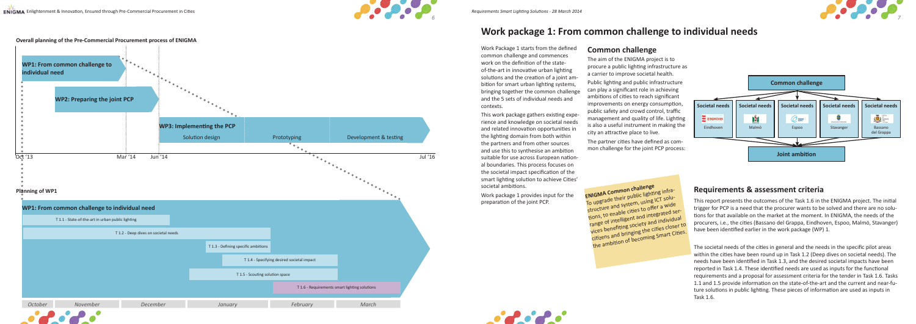**Overall planning of the Pre-Commercial Procurement process of ENIGMA**

- WP1: From common challenge to individual need
- WP2: Preparing the joint PCP
- WP3: Implementing the PCP
  - Solution design
  - Prototyping
  - Development & testing

Oct '13 | Mar '14 | Jun '14 | Jul '16

**Planning of WP1**

**WP1: From common challenge to individual need**

- T 1.1 - State-of-the-art in urban public lighting
- T 1.2 - Deep dives on societal needs
- T 1.3 - Defining specific ambitions
- T 1.4 - Specifying desired societal impact
- T 1.5 - Scouting solution space
- T 1.6 - Requirements smart lighting solutions

October | November | December | January | February | March

# Work package 1: From common challenge to individual needs

Work Package 1 starts from the defined common challenge and commences work on the definition of the state-of-the-art in innovative urban lighting solutions and the creation of a joint ambition for smart urban lighting systems, bringing together the common challenge and the 5 sets of individual needs and contexts.

This work package gathers existing experience and knowledge on societal needs and related innovation opportunities in the lighting domain from both within the partners and from other sources and use this to synthesise an ambition suitable for use across European national boundaries. This process focuses on the societal impact specification of the smart lighting solution to achieve Cities' societal ambitions.

Work package 1 provides input for the preparation of the joint PCP.

## Common challenge

The aim of the ENIGMA project is to procure a public lighting infrastructure as a carrier to improve societal health.

Public lighting and public infrastructure can play a significant role in achieving ambitions of cities to reach significant improvements on energy consumption, public safety and crowd control, traffic management and quality of life. Lighting is also a useful instrument in making the city an attractive place to live.

The partner cities have defined as common challenge for the joint PCP process:

**Common challenge**

| Societal needs | Societal needs | Societal needs | Societal needs | Societal needs |
|---|---|---|---|---|
| Eindhoven | Malmö | Espoo | Stavanger | Bassano del Grappa |

**Joint ambition**

**ENIGMA Common challenge**
To upgrade their public lighting infrastructure and system, using ICT solutions, to enable cities to offer a wide range of intelligent and integrated services benefiting society and individual citizens and bringing the cities closer to the ambition of becoming Smart Cities.

## Requirements & assessment criteria

This report presents the outcomes of the Task 1.6 in the ENIGMA project. The initial trigger for PCP is a need that the procurer wants to be solved and there are no solutions for that available on the market at the moment. In ENIGMA, the needs of the procurers, i.e., the cities (Bassano del Grappa, Eindhoven, Espoo, Malmö, Stavanger) have been identified earlier in the work package (WP) 1.

The societal needs of the cities in general and the needs in the specific pilot areas within the cities have been round up in Task 1.2 (Deep dives on societal needs). The needs have been identified in Task 1.3, and the desired societal impacts have been reported in Task 1.4. These identified needs are used as inputs for the functional requirements and a proposal for assessment criteria for the tender in Task 1.6. Tasks 1.1 and 1.5 provide information on the state-of-the-art and the current and near-future solutions in public lighting. These pieces of information are used as inputs in Task 1.6.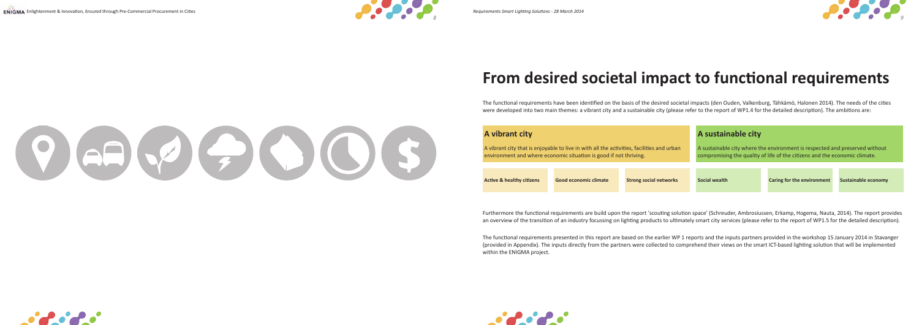# From desired societal impact to functional requirements

The functional requirements have been identified on the basis of the desired societal impacts (den Ouden, Valkenburg, Tähkämö, Halonen 2014). The needs of the cities were developed into two main themes: a vibrant city and a sustainable city (please refer to the report of WP1.4 for the detailed description). The ambitions are:

| **A vibrant city** | | | **A sustainable city** | | |
|---|---|---|---|---|---|
| A vibrant city that is enjoyable to live in with all the activities, facilities and urban environment and where economic situation is good if not thriving. | | | A sustainable city where the environment is respected and preserved without compromising the quality of life of the citizens and the economic climate. | | |
| **Active & healthy citizens** | **Good economic climate** | **Strong social networks** | **Social wealth** | **Caring for the environment** | **Sustainable economy** |

Furthermore the functional requirements are build upon the report 'scouting solution space' (Schreuder, Ambrosiussen, Erkamp, Hogema, Nauta, 2014). The report provides an overview of the transition of an industry focussing on lighting products to ultimately smart city services (please refer to the report of WP1.5 for the detailed description).

The functional requirements presented in this report are based on the earlier WP 1 reports and the inputs partners provided in the workshop 15 January 2014 in Stavanger (provided in Appendix). The inputs directly from the partners were collected to comprehend their views on the smart ICT-based lighting solution that will be implemented within the ENIGMA project.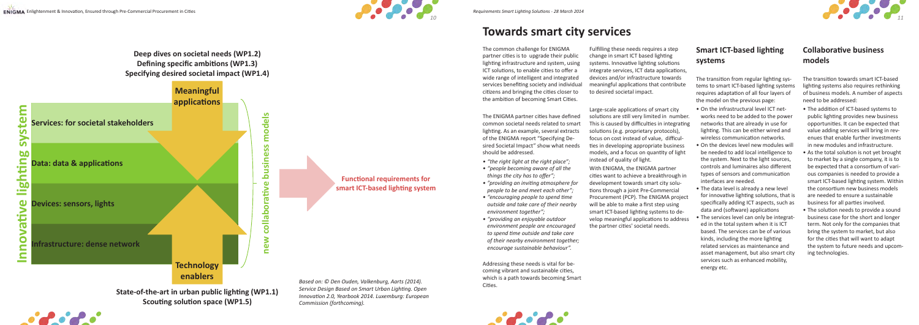**Deep dives on societal needs (WP1.2)**
**Defining specific ambitions (WP1.3)**
**Specifying desired societal impact (WP1.4)**

**Meaningful applications**

**Innovative lighting system**

**Services: for societal stakeholders**

**Data: data & applications**

**Devices: sensors, lights**

**Infrastructure: dense network**

**new collaborative business models**

**Technology enablers**

**Functional requirements for smart ICT-based lighting system**

**State-of-the-art in urban public lighting (WP1.1)**
**Scouting solution space (WP1.5)**

*Based on: © Den Ouden, Valkenburg, Aarts (2014). Service Design Based on Smart Urban Lighting. Open Innovation 2.0, Yearbook 2014. Luxemburg: European Commission (forthcoming).*

# Towards smart city services

The common challenge for ENIGMA partner cities is to upgrade their public lighting infrastructure and system, using ICT solutions, to enable cities to offer a wide range of intelligent and integrated services benefiting society and individual citizens and bringing the cities closer to the ambition of becoming Smart Cities.

The ENIGMA partner cities have defined common societal needs related to smart lighting. As an example, several extracts of the ENIGMA report "Specifying Desired Societal Impact" show what needs should be addressed.

- *"the right light at the right place";*
- *"people becoming aware of all the things the city has to offer";*
- *"providing an inviting atmosphere for people to be and meet each other";*
- *"encouraging people to spend time outside and take care of their nearby environment together";*
- *"providing an enjoyable outdoor environment people are encouraged to spend time outside and take care of their nearby environment together; encourage sustainable behaviour".*

Addressing these needs is vital for becoming vibrant and sustainable cities, which is a path towards becoming Smart Cities.

Fulfilling these needs requires a step change in smart ICT based lighting systems. Innovative lighting solutions integrate services, ICT data applications, devices and/or infrastructure towards meaningful applications that contribute to desired societal impact.

Large-scale applications of smart city solutions are still very limited in number. This is caused by difficulties in integrating solutions (e.g. proprietary protocols), focus on cost instead of value, difficulties in developing appropriate business models, and a focus on quantity of light instead of quality of light.

With ENIGMA, the ENIGMA partner cities want to achieve a breakthrough in development towards smart city solutions through a joint Pre-Commercial Procurement (PCP). The ENIGMA project will be able to make a first step using smart ICT-based lighting systems to develop meaningful applications to address the partner cities' societal needs.

## Smart ICT-based lighting systems

The transition from regular lighting systems to smart ICT-based lighting systems requires adaptation of all four layers of the model on the previous page:

- On the infrastructural level ICT networks need to be added to the power networks that are already in use for lighting. This can be either wired and wireless communication networks.
- On the devices level new modules will be needed to add local intelligence to the system. Next to the light sources, controls and luminaires also different types of sensors and communication interfaces are needed.
- The data level is already a new level for innovative lighting solutions, that is specifically adding ICT aspects, such as data and (software) applications
- The services level can only be integrated in the total system when it is ICT based. The services can be of various kinds, including the more lighting related services as maintenance and asset management, but also smart city services such as enhanced mobility, energy etc.

## Collaborative business models

The transition towards smart ICT-based lighting systems also requires rethinking of business models. A number of aspects need to be addressed:

- The addition of ICT-based systems to public lighting provides new business opportunities. It can be expected that value adding services will bring in revenues that enable further investments in new modules and infrastructure.
- As the total solution is not yet brought to market by a single company, it is to be expected that a consortium of various companies is needed to provide a smart ICT-based lighting system. Within the consortium new business models are needed to ensure a sustainable business for all parties involved.
- The solution needs to provide a sound business case for the short and longer term. Not only for the companies that bring the system to market, but also for the cities that will want to adapt the system to future needs and upcoming technologies.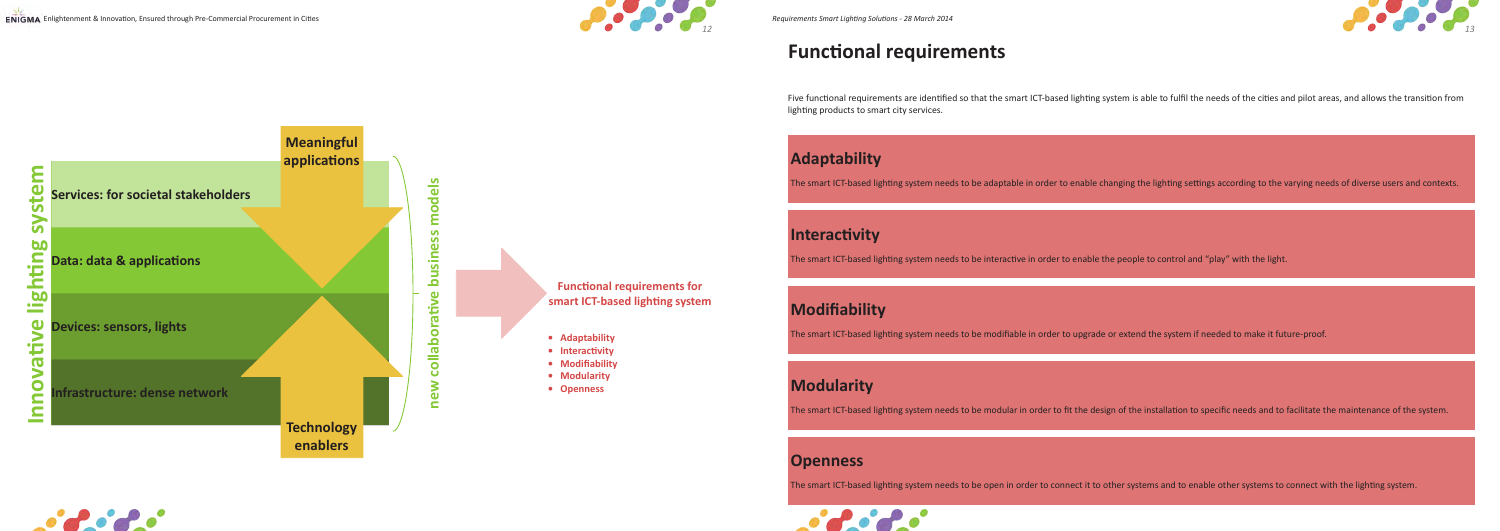**Innovative lighting system**

**Meaningful applications**

**Services: for societal stakeholders**

**Data: data & applications**

**Devices: sensors, lights**

**Infrastructure: dense network**

**Technology enablers**

**new collaborative business models**

**Functional requirements for smart ICT-based lighting system**

- **Adaptability**
- **Interactivity**
- **Modifiability**
- **Modularity**
- **Openness**

# Functional requirements

Five functional requirements are identified so that the smart ICT-based lighting system is able to fulfil the needs of the cities and pilot areas, and allows the transition from lighting products to smart city services.

## Adaptability

The smart ICT-based lighting system needs to be adaptable in order to enable changing the lighting settings according to the varying needs of diverse users and contexts.

## Interactivity

The smart ICT-based lighting system needs to be interactive in order to enable the people to control and "play" with the light.

## Modifiability

The smart ICT-based lighting system needs to be modifiable in order to upgrade or extend the system if needed to make it future-proof.

## Modularity

The smart ICT-based lighting system needs to be modular in order to fit the design of the installation to specific needs and to facilitate the maintenance of the system.

## Openness

The smart ICT-based lighting system needs to be open in order to connect it to other systems and to enable other systems to connect with the lighting system.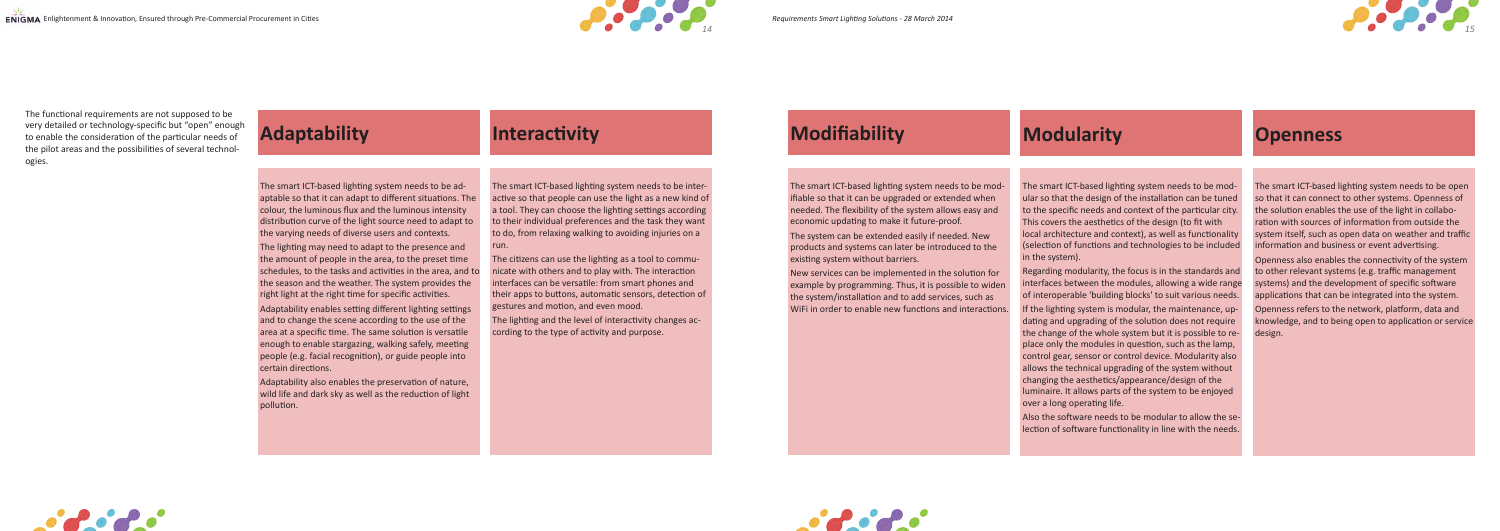The functional requirements are not supposed to be very detailed or technology-specific but "open" enough to enable the consideration of the particular needs of the pilot areas and the possibilities of several technologies.

## Adaptability

The smart ICT-based lighting system needs to be adaptable so that it can adapt to different situations. The colour, the luminous flux and the luminous intensity distribution curve of the light source need to adapt to the varying needs of diverse users and contexts.

The lighting may need to adapt to the presence and the amount of people in the area, to the preset time schedules, to the tasks and activities in the area, and to the season and the weather. The system provides the right light at the right time for specific activities.

Adaptability enables setting different lighting settings and to change the scene according to the use of the area at a specific time. The same solution is versatile enough to enable stargazing, walking safely, meeting people (e.g. facial recognition), or guide people into certain directions.

Adaptability also enables the preservation of nature, wild life and dark sky as well as the reduction of light pollution.

## Interactivity

The smart ICT-based lighting system needs to be interactive so that people can use the light as a new kind of a tool. They can choose the lighting settings according to their individual preferences and the task they want to do, from relaxing walking to avoiding injuries on a run.

The citizens can use the lighting as a tool to communicate with others and to play with. The interaction interfaces can be versatile: from smart phones and their apps to buttons, automatic sensors, detection of gestures and motion, and even mood.

The lighting and the level of interactivity changes according to the type of activity and purpose.

## Modifiability

The smart ICT-based lighting system needs to be modifiable so that it can be upgraded or extended when needed. The flexibility of the system allows easy and economic updating to make it future-proof.

The system can be extended easily if needed. New products and systems can later be introduced to the existing system without barriers.

New services can be implemented in the solution for example by programming. Thus, it is possible to widen the system/installation and to add services, such as WiFi in order to enable new functions and interactions.

## Modularity

The smart ICT-based lighting system needs to be modular so that the design of the installation can be tuned to the specific needs and context of the particular city. This covers the aesthetics of the design (to fit with local architecture and context), as well as functionality (selection of functions and technologies to be included in the system).

Regarding modularity, the focus is in the standards and interfaces between the modules, allowing a wide range of interoperable 'building blocks' to suit various needs.

If the lighting system is modular, the maintenance, updating and upgrading of the solution does not require the change of the whole system but it is possible to replace only the modules in question, such as the lamp, control gear, sensor or control device. Modularity also allows the technical upgrading of the system without changing the aesthetics/appearance/design of the luminaire. It allows parts of the system to be enjoyed over a long operating life.

Also the software needs to be modular to allow the selection of software functionality in line with the needs.

## Openness

The smart ICT-based lighting system needs to be open so that it can connect to other systems. Openness of the solution enables the use of the light in collaboration with sources of information from outside the system itself, such as open data on weather and traffic information and business or event advertising.

Openness also enables the connectivity of the system to other relevant systems (e.g. traffic management systems) and the development of specific software applications that can be integrated into the system.

Openness refers to the network, platform, data and knowledge, and to being open to application or service design.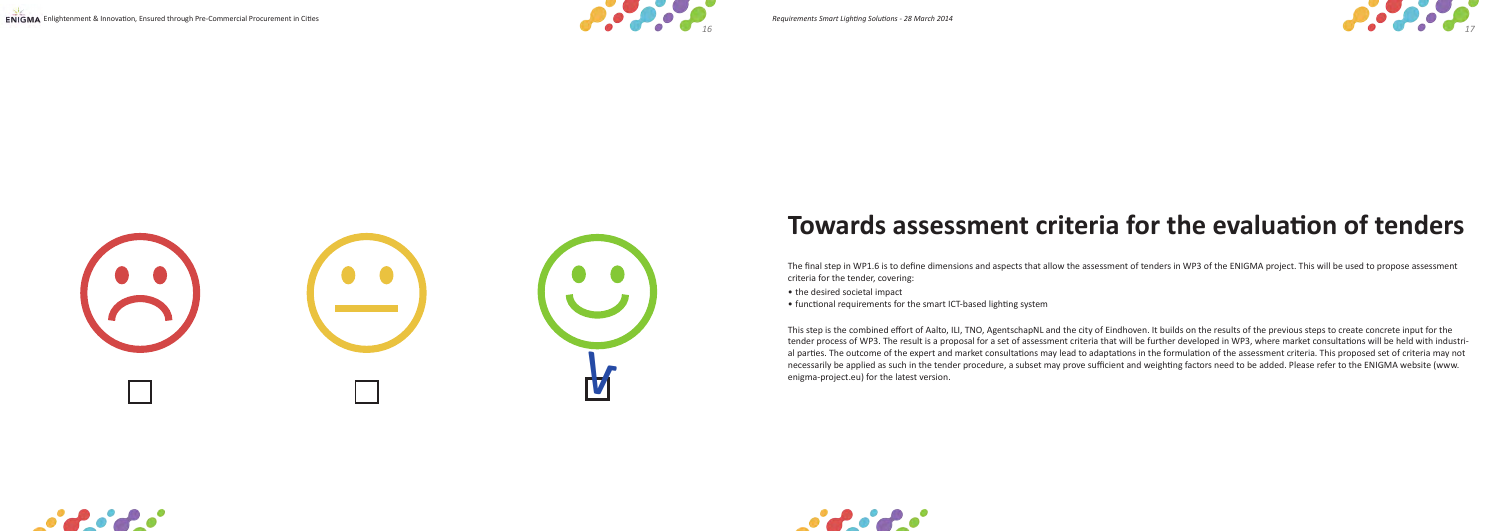# Towards assessment criteria for the evaluation of tenders

The final step in WP1.6 is to define dimensions and aspects that allow the assessment of tenders in WP3 of the ENIGMA project. This will be used to propose assessment criteria for the tender, covering:

- the desired societal impact
- functional requirements for the smart ICT-based lighting system

This step is the combined effort of Aalto, ILI, TNO, AgentschapNL and the city of Eindhoven. It builds on the results of the previous steps to create concrete input for the tender process of WP3. The result is a proposal for a set of assessment criteria that will be further developed in WP3, where market consultations will be held with industrial parties. The outcome of the expert and market consultations may lead to adaptations in the formulation of the assessment criteria. This proposed set of criteria may not necessarily be applied as such in the tender procedure, a subset may prove sufficient and weighting factors need to be added. Please refer to the ENIGMA website (www.enigma-project.eu) for the latest version.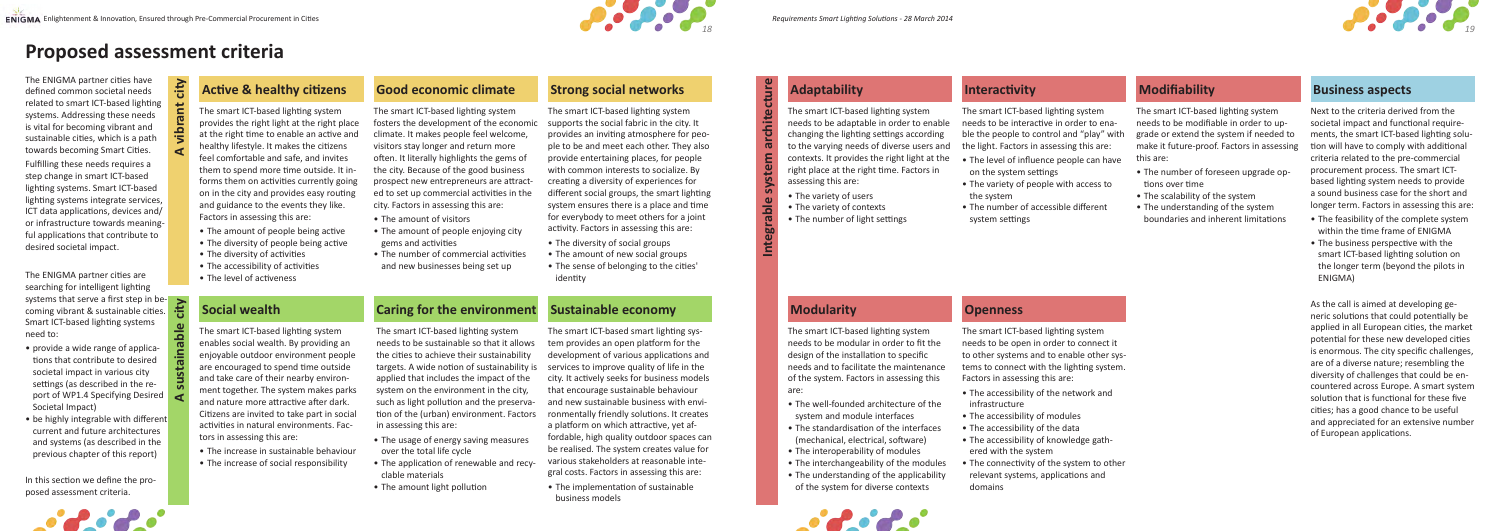# Proposed assessment criteria

The ENIGMA partner cities have defined common societal needs related to smart ICT-based lighting systems. Addressing these needs is vital for becoming vibrant and sustainable cities, which is a path towards becoming Smart Cities.

Fulfilling these needs requires a step change in smart ICT-based lighting systems. Smart ICT-based lighting systems integrate services, ICT data applications, devices and/or infrastructure towards meaningful applications that contribute to desired societal impact.

The ENIGMA partner cities are searching for intelligent lighting systems that serve a first step in becoming vibrant & sustainable cities. Smart ICT-based lighting systems need to:

- provide a wide range of applications that contribute to desired societal impact in various city settings (as described in the report of WP1.4 Specifying Desired Societal Impact)
- be highly integrable with different current and future architectures and systems (as described in the previous chapter of this report)

In this section we define the proposed assessment criteria.

## A vibrant city

### Active & healthy citizens

The smart ICT-based lighting system provides the right light at the right place at the right time to enable an active and healthy lifestyle. It makes the citizens feel comfortable and safe, and invites them to spend more time outside. It informs them on activities currently going on in the city and provides easy routing and guidance to the events they like. Factors in assessing this are:

- The amount of people being active
- The diversity of people being active
- The diversity of activities
- The accessibility of activities
- The level of activeness

### Good economic climate

The smart ICT-based lighting system fosters the development of the economic climate. It makes people feel welcome, visitors stay longer and return more often. It literally highlights the gems of the city. Because of the good business prospect new entrepreneurs are attracted to set up commercial activities in the city. Factors in assessing this are:

- The amount of visitors
- The amount of people enjoying city gems and activities
- The number of commercial activities and new businesses being set up

### Strong social networks

The smart ICT-based lighting system supports the social fabric in the city. It provides an inviting atmosphere for people to be and meet each other. They also provide entertaining places, for people with common interests to socialize. By creating a diversity of experiences for different social groups, the smart lighting system ensures there is a place and time for everybody to meet others for a joint activity. Factors in assessing this are:

- The diversity of social groups
- The amount of new social groups
- The sense of belonging to the cities' identity

## A sustainable city

### Social wealth

The smart ICT-based lighting system enables social wealth. By providing an enjoyable outdoor environment people are encouraged to spend time outside and take care of their nearby environment together. The system makes parks and nature more attractive after dark. Citizens are invited to take part in social activities in natural environments. Factors in assessing this are:

- The increase in sustainable behaviour
- The increase of social responsibility

### Caring for the environment

The smart ICT-based lighting system needs to be sustainable so that it allows the cities to achieve their sustainability targets. A wide notion of sustainability is applied that includes the impact of the system on the environment in the city, such as light pollution and the preservation of the (urban) environment. Factors in assessing this are:

- The usage of energy saving measures over the total life cycle
- The application of renewable and recyclable materials
- The amount light pollution

### Sustainable economy

The smart ICT-based smart lighting system provides an open platform for the development of various applications and services to improve quality of life in the city. It actively seeks for business models that encourage sustainable behaviour and new sustainable business with environmentally friendly solutions. It creates a platform on which attractive, yet affordable, high quality outdoor spaces can be realised. The system creates value for various stakeholders at reasonable integral costs. Factors in assessing this are:

- The implementation of sustainable business models

## Integrable system architecture

### Adaptability

The smart ICT-based lighting system needs to be adaptable in order to enable changing the lighting settings according to the varying needs of diverse users and contexts. It provides the right light at the right place at the right time. Factors in assessing this are:

- The variety of users
- The variety of contexts
- The number of light settings

### Interactivity

The smart ICT-based lighting system needs to be interactive in order to enable the people to control and "play" with the light. Factors in assessing this are:

- The level of influence people can have on the system settings
- The variety of people with access to the system
- The number of accessible different system settings

### Modifiability

The smart ICT-based lighting system needs to be modifiable in order to upgrade or extend the system if needed to make it future-proof. Factors in assessing this are:

- The number of foreseen upgrade options over time
- The scalability of the system
- The understanding of the system boundaries and inherent limitations

### Modularity

The smart ICT-based lighting system needs to be modular in order to fit the design of the installation to specific needs and to facilitate the maintenance of the system. Factors in assessing this are:

- The well-founded architecture of the system and module interfaces
- The standardisation of the interfaces (mechanical, electrical, software)
- The interoperability of modules
- The interchangeability of the modules
- The understanding of the applicability of the system for diverse contexts

### Openness

The smart ICT-based lighting system needs to be open in order to connect it to other systems and to enable other systems to connect with the lighting system. Factors in assessing this are:

- The accessibility of the network and infrastructure
- The accessibility of modules
- The accessibility of the data
- The accessibility of knowledge gathered with the system
- The connectivity of the system to other relevant systems, applications and domains

## Business aspects

Next to the criteria derived from the societal impact and functional requirements, the smart ICT-based lighting solution will have to comply with additional criteria related to the pre-commercial procurement process. The smart ICT-based lighting system needs to provide a sound business case for the short and longer term. Factors in assessing this are:

- The feasibility of the complete system within the time frame of ENIGMA
- The business perspective with the smart ICT-based lighting solution on the longer term (beyond the pilots in ENIGMA)

As the call is aimed at developing generic solutions that could potentially be applied in all European cities, the market potential for these new developed cities is enormous. The city specific challenges, are of a diverse nature; resembling the diversity of challenges that could be encountered across Europe. A smart system solution that is functional for these five cities; has a good chance to be useful and appreciated for an extensive number of European applications.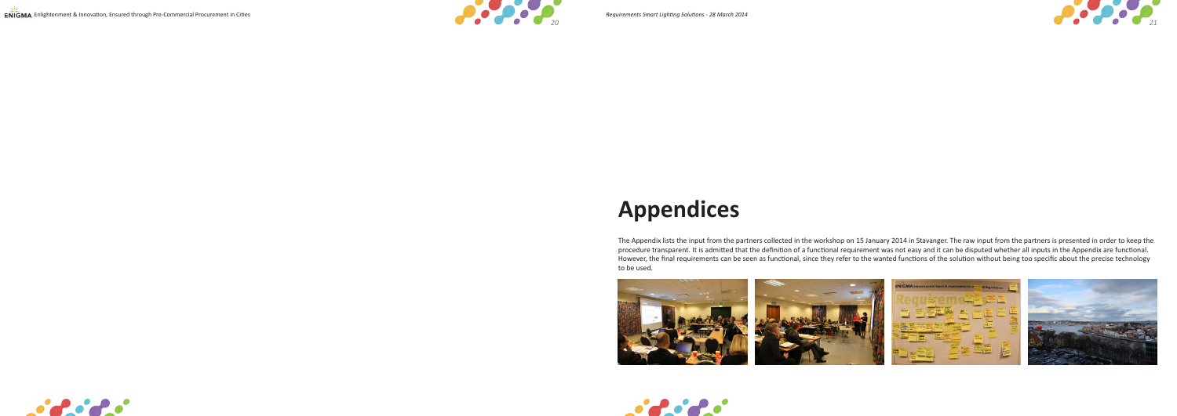# Appendices

The Appendix lists the input from the partners collected in the workshop on 15 January 2014 in Stavanger. The raw input from the partners is presented in order to keep the procedure transparent. It is admitted that the definition of a functional requirement was not easy and it can be disputed whether all inputs in the Appendix are functional. However, the final requirements can be seen as functional, since they refer to the wanted functions of the solution without being too specific about the precise technology to be used.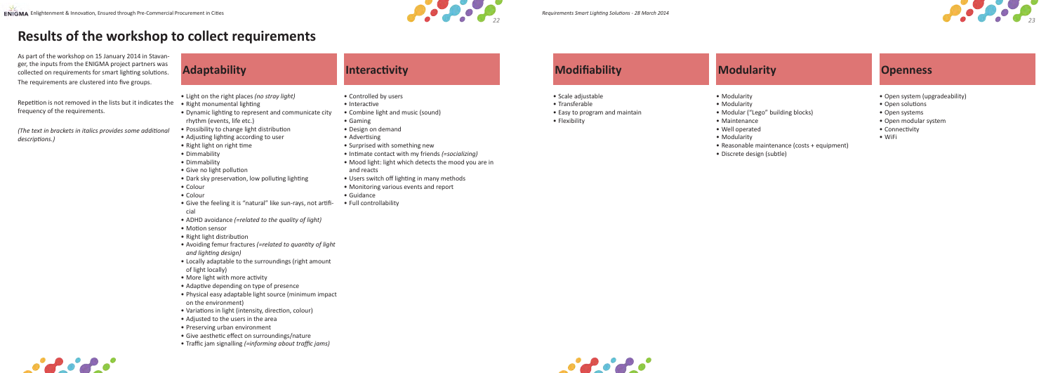# Results of the workshop to collect requirements

As part of the workshop on 15 January 2014 in Stavanger, the inputs from the ENIGMA project partners was collected on requirements for smart lighting solutions. The requirements are clustered into five groups.

Repetition is not removed in the lists but it indicates the frequency of the requirements.

*(The text in brackets in italics provides some additional descriptions.)*

## Adaptability

- Light on the right places *(no stray light)*
- Right monumental lighting
- Dynamic lighting to represent and communicate city rhythm (events, life etc.)
- Possibility to change light distribution
- Adjusting lighting according to user
- Right light on right time
- Dimmability
- Dimmability
- Give no light pollution
- Dark sky preservation, low polluting lighting
- Colour
- Colour
- Give the feeling it is "natural" like sun-rays, not artificial
- ADHD avoidance *(=related to the quality of light)*
- Motion sensor
- Right light distribution
- Avoiding femur fractures *(=related to quantity of light and lighting design)*
- Locally adaptable to the surroundings (right amount of light locally)
- More light with more activity
- Adaptive depending on type of presence
- Physical easy adaptable light source (minimum impact on the environment)
- Variations in light (intensity, direction, colour)
- Adjusted to the users in the area
- Preserving urban environment
- Give aesthetic effect on surroundings/nature
- Traffic jam signalling *(=informing about traffic jams)*

## Interactivity

- Controlled by users
- Interactive
- Combine light and music (sound)
- Gaming
- Design on demand
- Advertising
- Surprised with something new
- Intimate contact with my friends *(=socializing)*
- Mood light: light which detects the mood you are in and reacts
- Users switch off lighting in many methods
- Monitoring various events and report
- Guidance
- Full controllability

## Modifiability

- Scale adjustable
- Transferable
- Easy to program and maintain
- Flexibility

## Modularity

- Modularity
- Modularity
- Modular ("Lego" building blocks)
- Maintenance
- Well operated
- Modularity
- Reasonable maintenance (costs + equipment)
- Discrete design (subtle)

## Openness

- Open system (upgradeability)
- Open solutions
- Open systems
- Open modular system
- Connectivity
- WiFi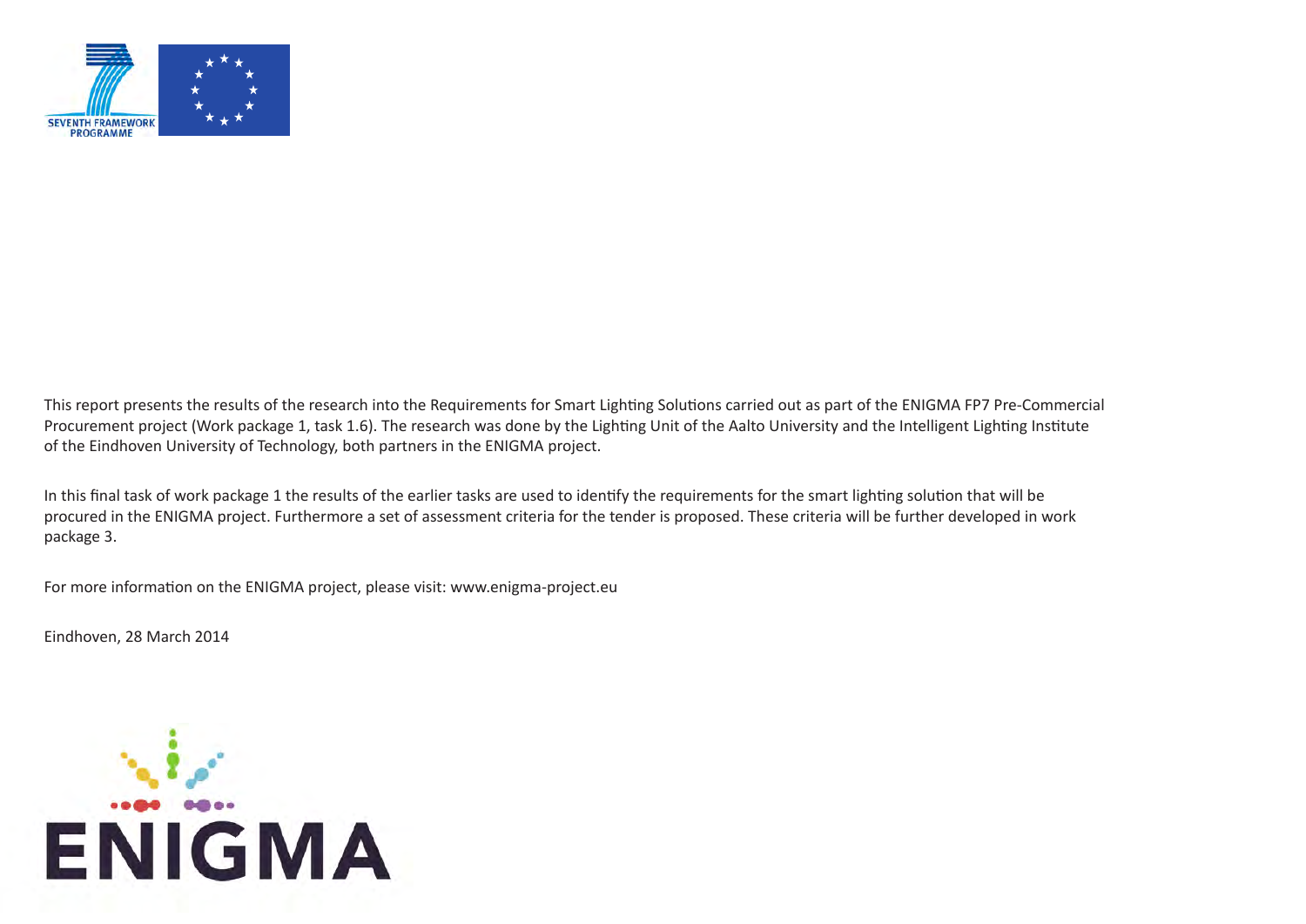This report presents the results of the research into the Requirements for Smart Lighting Solutions carried out as part of the ENIGMA FP7 Pre-Commercial Procurement project (Work package 1, task 1.6). The research was done by the Lighting Unit of the Aalto University and the Intelligent Lighting Institute of the Eindhoven University of Technology, both partners in the ENIGMA project.

In this final task of work package 1 the results of the earlier tasks are used to identify the requirements for the smart lighting solution that will be procured in the ENIGMA project. Furthermore a set of assessment criteria for the tender is proposed. These criteria will be further developed in work package 3.

For more information on the ENIGMA project, please visit: www.enigma-project.eu

Eindhoven, 28 March 2014